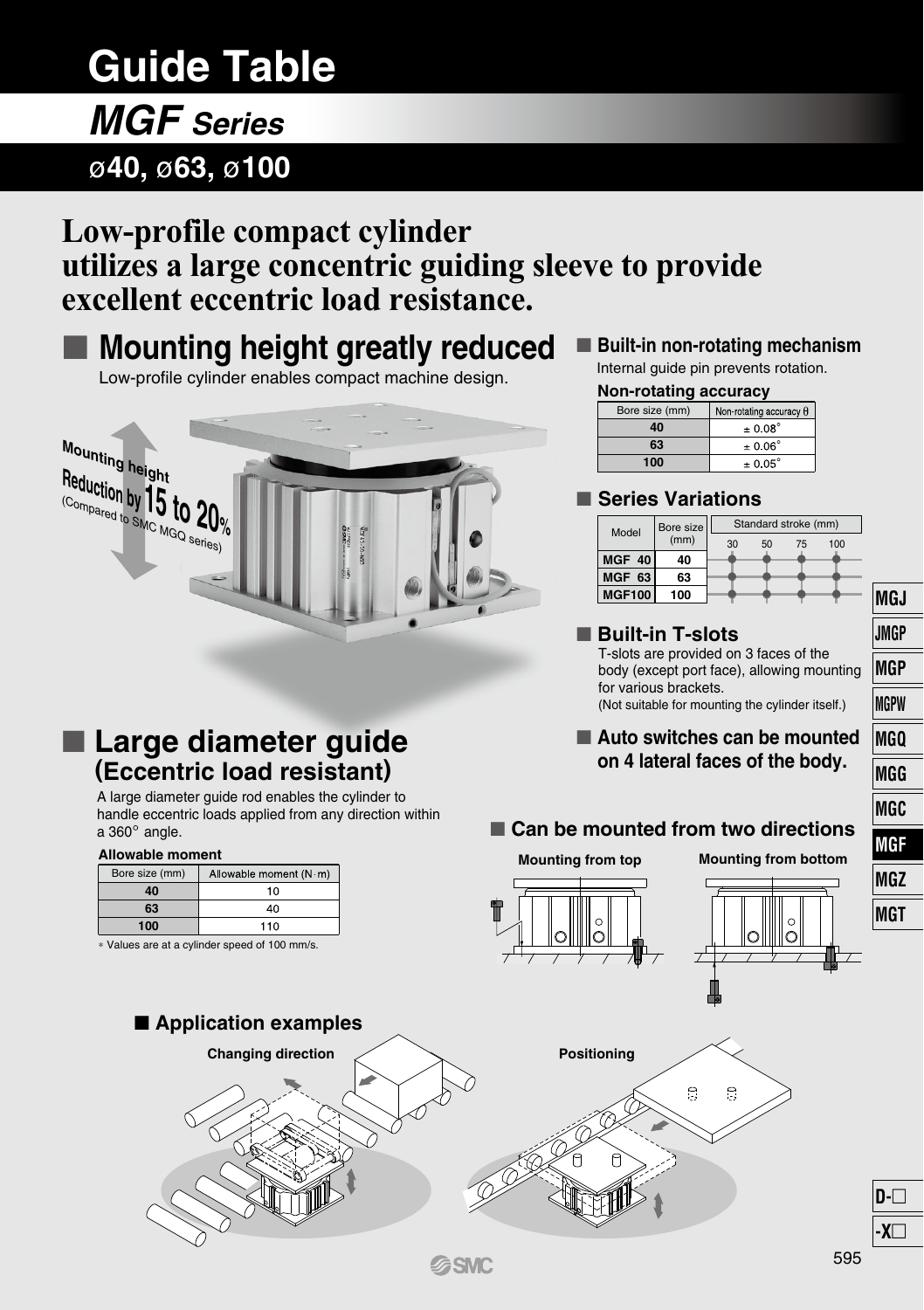# Guide Table

## *MGF Series*

## ø40, ø63, ø100

**Low-profile compact cylinder utilizes a large concentric guiding sleeve to provide excellent eccentric load resistance.**

## ■ Mounting height greatly reduced

Low-profile cylinder enables compact machine design.

Mounting height Reduction by 15 to 20% (Compared to SMC MGQ series)

## ■ Large diameter guide (Eccentric load resistant)

A large diameter guide rod enables the cylinder to handle eccentric loads applied from any direction within a 360° angle.

**Allowable moment**

| Bore size (mm) | Allowable moment (N·m) |
|---|---|
| 40 | 10 |
| 63 | 40 |
| 100 | 110 |

∗ Values are at a cylinder speed of 100 mm/s.

### ■ Built-in non-rotating mechanism

Internal guide pin prevents rotation.

**Non-rotating accuracy**

| Bore size (mm) | Non-rotating accuracy θ |
|---|---|
| 40 | ± 0.08° |
| 63 | ± 0.06° |
| 100 | ± 0.05° |

### ■ Series Variations

| Model | Bore size (mm) | Standard stroke (mm) | | | |
|---|---|---|---|---|---|
| | | 30 | 50 | 75 | 100 |
| MGF 40 | 40 | ● | ● | ● | ● |
| MGF 63 | 63 | ● | ● | ● | ● |
| MGF100 | 100 | ● | ● | ● | ● |

### ■ Built-in T-slots

T-slots are provided on 3 faces of the body (except port face), allowing mounting for various brackets.
(Not suitable for mounting the cylinder itself.)

### ■ Auto switches can be mounted on 4 lateral faces of the body.

### ■ Can be mounted from two directions

Mounting from top

Mounting from bottom

### ■ Application examples

Changing direction

Positioning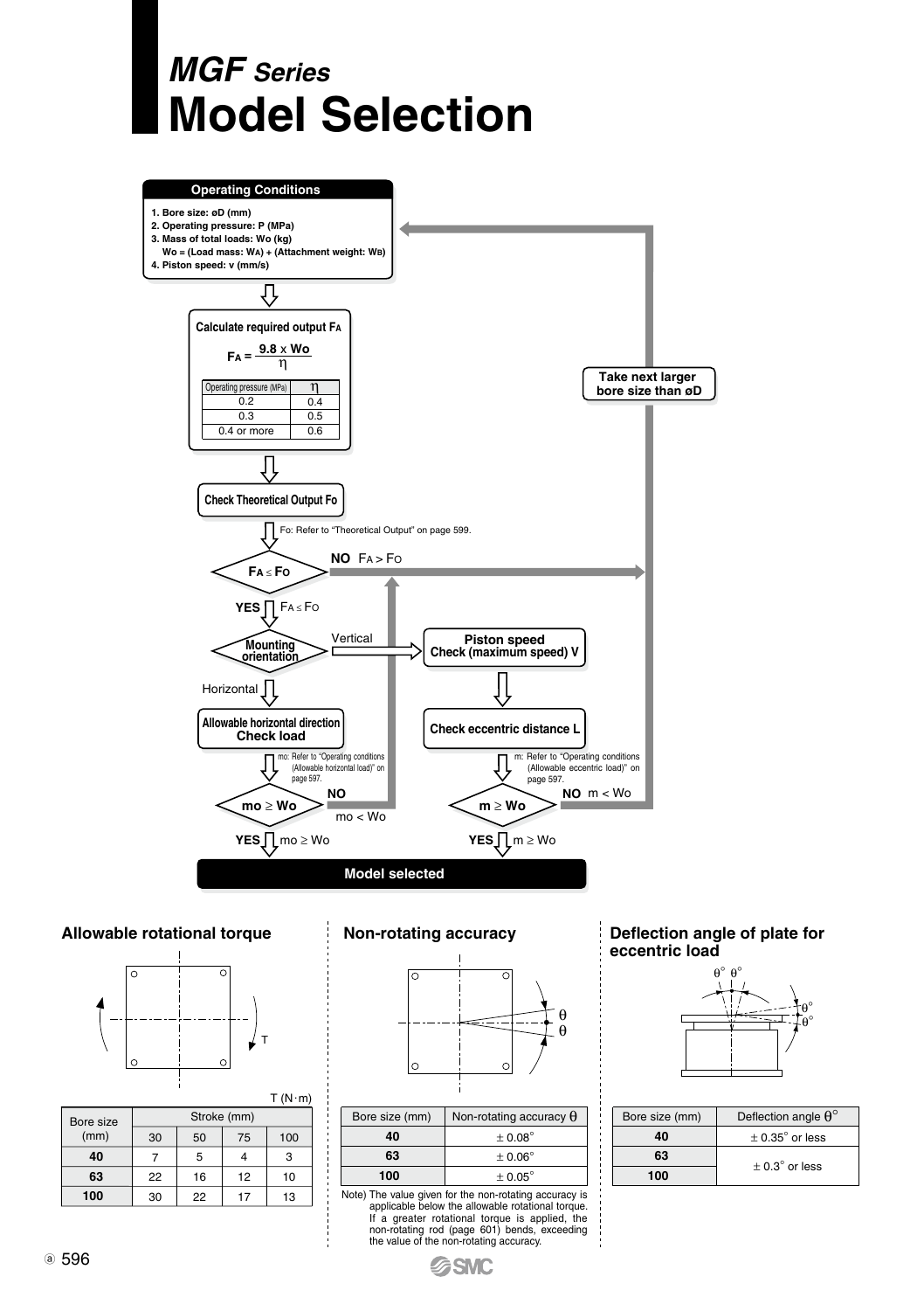# *MGF Series*
# Model Selection

**Operating Conditions**

1. Bore size: øD (mm)
2. Operating pressure: P (MPa)
3. Mass of total loads: Wo (kg)
   Wo = (Load mass: $W_A$) + (Attachment weight: $W_B$)
4. Piston speed: v (mm/s)

**Calculate required output $F_A$**

$$F_A = \frac{9.8 \times Wo}{\eta}$$

| Operating pressure (MPa) | η |
|---|---|
| 0.2 | 0.4 |
| 0.3 | 0.5 |
| 0.4 or more | 0.6 |

**Check Theoretical Output Fo**

Fo: Refer to "Theoretical Output" on page 599.

**$F_A \leq F_O$**
- NO ($F_A > F_O$): Take next larger bore size than øD (return to Operating Conditions)
- YES ($F_A \leq F_O$): Mounting orientation

**Mounting orientation**
- Horizontal: **Allowable horizontal direction Check load**
  - mo: Refer to "Operating conditions (Allowable horizontal load)" on page 597.
  - **mo ≥ Wo**
    - NO (mo < Wo): Take next larger bore size than øD
    - YES (mo ≥ Wo): Model selected
- Vertical: **Piston speed Check (maximum speed) V** → **Check eccentric distance L**
  - m: Refer to "Operating conditions (Allowable eccentric load)" on page 597.
  - **m ≥ Wo**
    - NO (m < Wo): Take next larger bore size than øD
    - YES (m ≥ Wo): Model selected

**Model selected**

### Allowable rotational torque

T (N·m)

| Bore size (mm) | Stroke (mm) | | | |
|---|---|---|---|---|
| | 30 | 50 | 75 | 100 |
| **40** | 7 | 5 | 4 | 3 |
| **63** | 22 | 16 | 12 | 10 |
| **100** | 30 | 22 | 17 | 13 |

### Non-rotating accuracy

| Bore size (mm) | Non-rotating accuracy θ |
|---|---|
| **40** | ± 0.08° |
| **63** | ± 0.06° |
| **100** | ± 0.05° |

Note) The value given for the non-rotating accuracy is applicable below the allowable rotational torque. If a greater rotational torque is applied, the non-rotating rod (page 601) bends, exceeding the value of the non-rotating accuracy.

### Deflection angle of plate for eccentric load

| Bore size (mm) | Deflection angle θ° |
|---|---|
| **40** | ± 0.35° or less |
| **63** | ± 0.3° or less |
| **100** | ± 0.3° or less |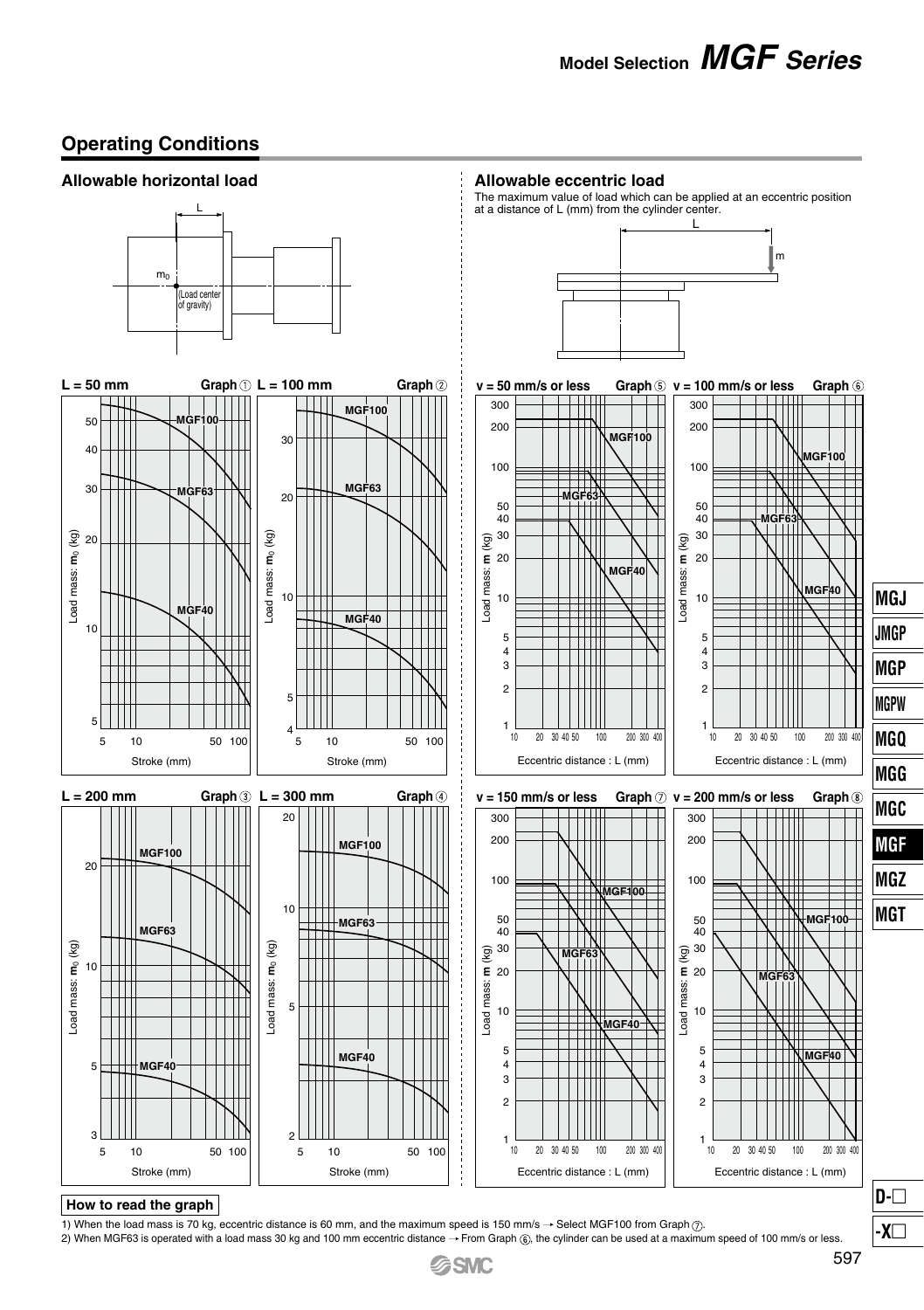## Operating Conditions

### Allowable horizontal load

L

$m_0$

(Load center of gravity)

**L = 50 mm** Graph ①

**L = 100 mm** Graph ②

**L = 200 mm** Graph ③

**L = 300 mm** Graph ④

### Allowable eccentric load

The maximum value of load which can be applied at an eccentric position at a distance of L (mm) from the cylinder center.

**v = 50 mm/s or less** Graph ⑤

**v = 100 mm/s or less** Graph ⑥

**v = 150 mm/s or less** Graph ⑦

**v = 200 mm/s or less** Graph ⑧

**How to read the graph**

1) When the load mass is 70 kg, eccentric distance is 60 mm, and the maximum speed is 150 mm/s → Select MGF100 from Graph ⑦.

2) When MGF63 is operated with a load mass 30 kg and 100 mm eccentric distance → From Graph ⑥, the cylinder can be used at a maximum speed of 100 mm/s or less.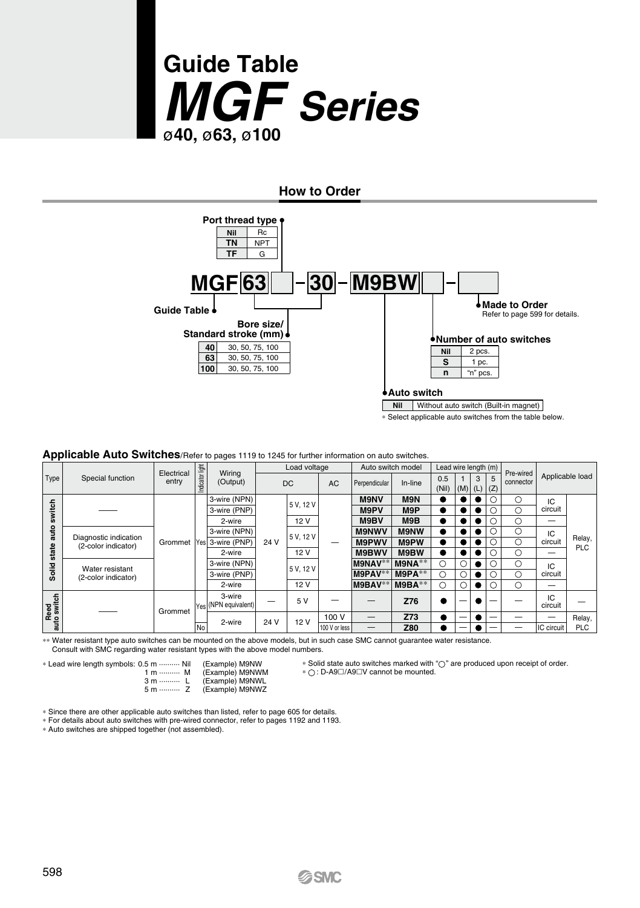# Guide Table
# *MGF Series*
## ø40, ø63, ø100

## How to Order

**MGF 63 [ ] – 30 – M9BW [ ] – [ ]**

**Guide Table**

**Port thread type**

| | |
|---|---|
| Nil | Rc |
| TN | NPT |
| TF | G |

**Bore size/Standard stroke (mm)**

| | |
|---|---|
| 40 | 30, 50, 75, 100 |
| 63 | 30, 50, 75, 100 |
| 100 | 30, 50, 75, 100 |

**Made to Order**
Refer to page 599 for details.

**Number of auto switches**

| | |
|---|---|
| Nil | 2 pcs. |
| S | 1 pc. |
| n | "n" pcs. |

**Auto switch**

| | |
|---|---|
| Nil | Without auto switch (Built-in magnet) |

∗ Select applicable auto switches from the table below.

### Applicable Auto Switches/Refer to pages 1119 to 1245 for further information on auto switches.

| Type | Special function | Electrical entry | Indicator light | Wiring (Output) | Load voltage | | | Auto switch model | | Lead wire length (m) | | | | Pre-wired connector | Applicable load | |
|---|---|---|---|---|---|---|---|---|---|---|---|---|---|---|---|---|
| | | | | | DC | | AC | Perpendicular | In-line | 0.5 (Nil) | 1 (M) | 3 (L) | 5 (Z) | | | |
| Solid state auto switch | — | Grommet | Yes | 3-wire (NPN) | 24 V | 5 V, 12 V | — | M9NV | M9N | ● | ● | ● | ○ | ○ | IC circuit | Relay, PLC |
| | | | | 3-wire (PNP) | | | | M9PV | M9P | ● | ● | ● | ○ | ○ | | |
| | | | | 2-wire | | 12 V | | M9BV | M9B | ● | ● | ● | ○ | ○ | — | |
| | Diagnostic indication (2-color indicator) | | | 3-wire (NPN) | | 5 V, 12 V | | M9NWV | M9NW | ● | ● | ● | ○ | ○ | IC circuit | |
| | | | | 3-wire (PNP) | | | | M9PWV | M9PW | ● | ● | ● | ○ | ○ | | |
| | | | | 2-wire | | 12 V | | M9BWV | M9BW | ● | ● | ● | ○ | ○ | — | |
| | Water resistant (2-color indicator) | | | 3-wire (NPN) | | 5 V, 12 V | | M9NAV** | M9NA** | ○ | ○ | ● | ○ | ○ | IC circuit | |
| | | | | 3-wire (PNP) | | | | M9PAV** | M9PA** | ○ | ○ | ● | ○ | ○ | | |
| | | | | 2-wire | | 12 V | | M9BAV** | M9BA** | ○ | ○ | ● | ○ | ○ | — | |
| Reed auto switch | — | Grommet | Yes | 3-wire (NPN equivalent) | — | 5 V | — | — | Z76 | ● | — | ● | — | — | IC circuit | — |
| | | | | 2-wire | 24 V | 12 V | 100 V | — | Z73 | ● | — | ● | — | — | — | Relay, PLC |
| | | | No | | | | 100 V or less | — | Z80 | ● | — | ● | — | — | IC circuit | |

∗∗ Water resistant type auto switches can be mounted on the above models, but in such case SMC cannot guarantee water resistance.
Consult with SMC regarding water resistant types with the above model numbers.

∗ Lead wire length symbols:
- 0.5 m ·········· Nil (Example) M9NW
- 1 m ·········· M (Example) M9NWM
- 3 m ·········· L (Example) M9NWL
- 5 m ·········· Z (Example) M9NWZ

∗ Solid state auto switches marked with "○" are produced upon receipt of order.
∗ ○: D-A9□/A9□V cannot be mounted.

∗ Since there are other applicable auto switches than listed, refer to page 605 for details.
∗ For details about auto switches with pre-wired connector, refer to pages 1192 and 1193.
∗ Auto switches are shipped together (not assembled).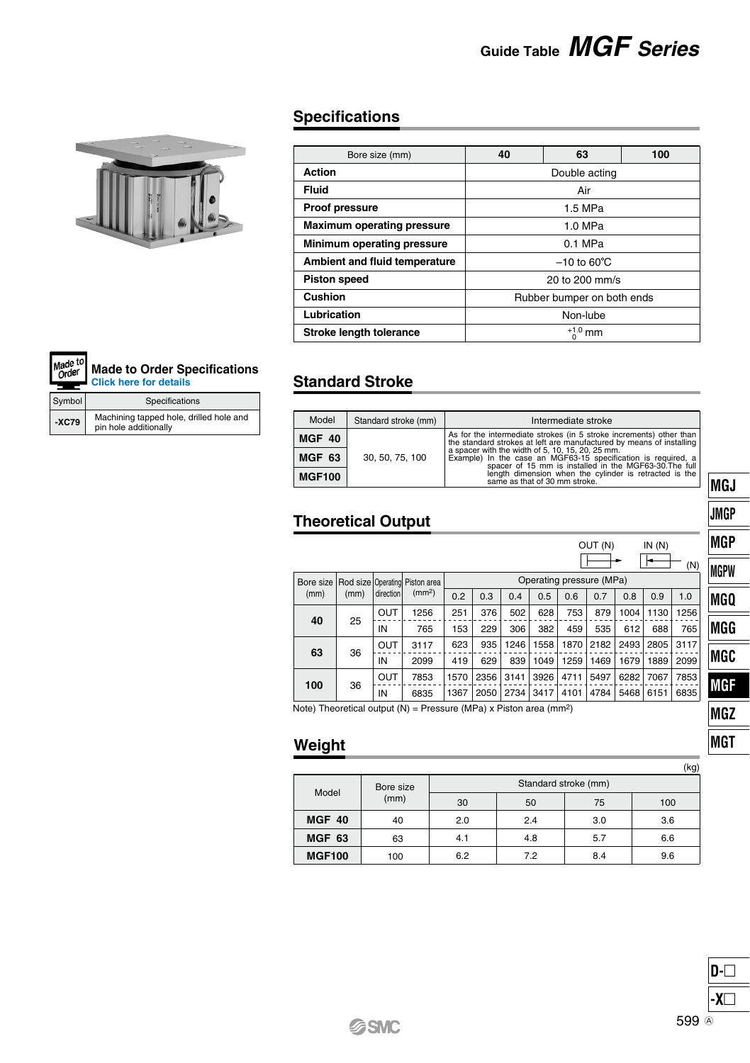# Guide Table MGF Series

## Specifications

| Bore size (mm) | 40 | 63 | 100 |
|---|---|---|---|
| **Action** | Double acting | | |
| **Fluid** | Air | | |
| **Proof pressure** | 1.5 MPa | | |
| **Maximum operating pressure** | 1.0 MPa | | |
| **Minimum operating pressure** | 0.1 MPa | | |
| **Ambient and fluid temperature** | –10 to 60°C | | |
| **Piston speed** | 20 to 200 mm/s | | |
| **Cushion** | Rubber bumper on both ends | | |
| **Lubrication** | Non-lube | | |
| **Stroke length tolerance** | $^{+1.0}_{0}$ mm | | |

### Made to Order Specifications
Click here for details

| Symbol | Specifications |
|---|---|
| -XC79 | Machining tapped hole, drilled hole and pin hole additionally |

## Standard Stroke

| Model | Standard stroke (mm) | Intermediate stroke |
|---|---|---|
| **MGF 40** | 30, 50, 75, 100 | As for the intermediate strokes (in 5 stroke increments) other than the standard strokes at left are manufactured by means of installing a spacer with the width of 5, 10, 15, 20, 25 mm. Example) In the case an MGF63-15 specification is required, a spacer of 15 mm is installed in the MGF63-30.The full length dimension when the cylinder is retracted is the same as that of 30 mm stroke. |
| **MGF 63** | | |
| **MGF100** | | |

## Theoretical Output

OUT (N) IN (N) (N)

| Bore size (mm) | Rod size (mm) | Operating direction | Piston area (mm²) | Operating pressure (MPa) | | | | | | | | |
|---|---|---|---|---|---|---|---|---|---|---|---|---|
| | | | | 0.2 | 0.3 | 0.4 | 0.5 | 0.6 | 0.7 | 0.8 | 0.9 | 1.0 |
| **40** | 25 | OUT | 1256 | 251 | 376 | 502 | 628 | 753 | 879 | 1004 | 1130 | 1256 |
| | | IN | 765 | 153 | 229 | 306 | 382 | 459 | 535 | 612 | 688 | 765 |
| **63** | 36 | OUT | 3117 | 623 | 935 | 1246 | 1558 | 1870 | 2182 | 2493 | 2805 | 3117 |
| | | IN | 2099 | 419 | 629 | 839 | 1049 | 1259 | 1469 | 1679 | 1889 | 2099 |
| **100** | 36 | OUT | 7853 | 1570 | 2356 | 3141 | 3926 | 4711 | 5497 | 6282 | 7067 | 7853 |
| | | IN | 6835 | 1367 | 2050 | 2734 | 3417 | 4101 | 4784 | 5468 | 6151 | 6835 |

Note) Theoretical output (N) = Pressure (MPa) x Piston area (mm²)

## Weight

(kg)

| Model | Bore size (mm) | Standard stroke (mm) | | | |
|---|---|---|---|---|---|
| | | 30 | 50 | 75 | 100 |
| **MGF 40** | 40 | 2.0 | 2.4 | 3.0 | 3.6 |
| **MGF 63** | 63 | 4.1 | 4.8 | 5.7 | 6.6 |
| **MGF100** | 100 | 6.2 | 7.2 | 8.4 | 9.6 |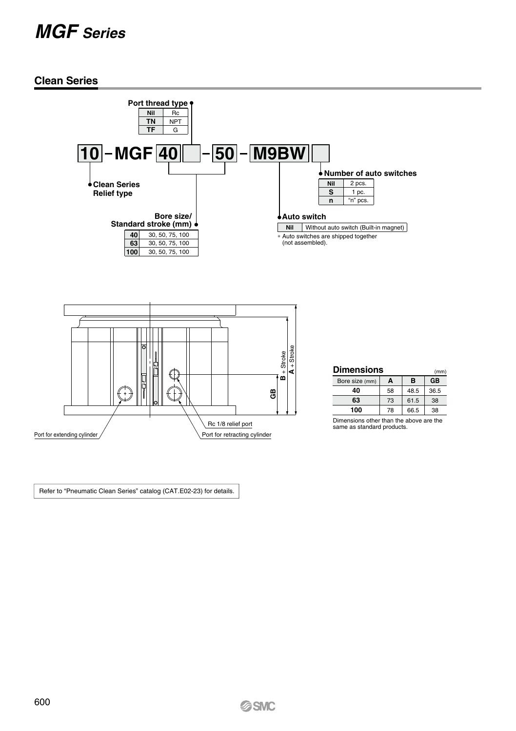# MGF Series

## Clean Series

10 – MGF 40 [ ] – 50 – M9BW [ ]

**Port thread type**

| | |
|---|---|
| Nil | Rc |
| TN | NPT |
| TF | G |

**Clean Series Relief type**

**Bore size/Standard stroke (mm)**

| | |
|---|---|
| 40 | 30, 50, 75, 100 |
| 63 | 30, 50, 75, 100 |
| 100 | 30, 50, 75, 100 |

**Number of auto switches**

| | |
|---|---|
| Nil | 2 pcs. |
| S | 1 pc. |
| n | "n" pcs. |

**Auto switch**

| | |
|---|---|
| Nil | Without auto switch (Built-in magnet) |

* Auto switches are shipped together (not assembled).

Port for extending cylinder

Rc 1/8 relief port

Port for retracting cylinder

GB

B + Stroke

A + Stroke

**Dimensions** (mm)

| Bore size (mm) | A | B | GB |
|---|---|---|---|
| 40 | 58 | 48.5 | 36.5 |
| 63 | 73 | 61.5 | 38 |
| 100 | 78 | 66.5 | 38 |

Dimensions other than the above are the same as standard products.

Refer to "Pneumatic Clean Series" catalog (CAT.E02-23) for details.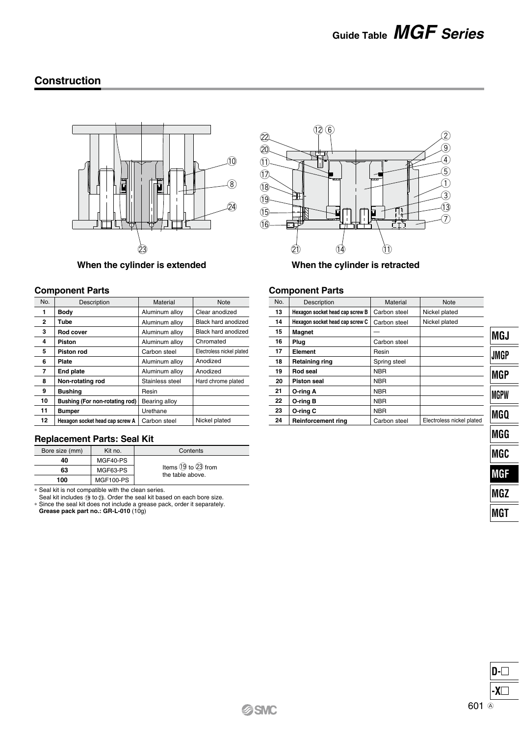## Construction

When the cylinder is extended

When the cylinder is retracted

### Component Parts

| No. | Description | Material | Note |
|---|---|---|---|
| 1 | **Body** | Aluminum alloy | Clear anodized |
| 2 | **Tube** | Aluminum alloy | Black hard anodized |
| 3 | **Rod cover** | Aluminum alloy | Black hard anodized |
| 4 | **Piston** | Aluminum alloy | Chromated |
| 5 | **Piston rod** | Carbon steel | Electroless nickel plated |
| 6 | **Plate** | Aluminum alloy | Anodized |
| 7 | **End plate** | Aluminum alloy | Anodized |
| 8 | **Non-rotating rod** | Stainless steel | Hard chrome plated |
| 9 | **Bushing** | Resin | |
| 10 | **Bushing (For non-rotating rod)** | Bearing alloy | |
| 11 | **Bumper** | Urethane | |
| 12 | **Hexagon socket head cap screw A** | Carbon steel | Nickel plated |

### Component Parts

| No. | Description | Material | Note |
|---|---|---|---|
| 13 | **Hexagon socket head cap screw B** | Carbon steel | Nickel plated |
| 14 | **Hexagon socket head cap screw C** | Carbon steel | Nickel plated |
| 15 | **Magnet** | — | |
| 16 | **Plug** | Carbon steel | |
| 17 | **Element** | Resin | |
| 18 | **Retaining ring** | Spring steel | |
| 19 | **Rod seal** | NBR | |
| 20 | **Piston seal** | NBR | |
| 21 | **O-ring A** | NBR | |
| 22 | **O-ring B** | NBR | |
| 23 | **O-ring C** | NBR | |
| 24 | **Reinforcement ring** | Carbon steel | Electroless nickel plated |

### Replacement Parts: Seal Kit

| Bore size (mm) | Kit no. | Contents |
|---|---|---|
| 40 | MGF40-PS | Items ⑲ to ㉓ from the table above. |
| 63 | MGF63-PS | |
| 100 | MGF100-PS | |

* Seal kit is not compatible with the clean series.
  Seal kit includes ⑲ to ㉓. Order the seal kit based on each bore size.
* Since the seal kit does not include a grease pack, order it separately.
  **Grease pack part no.: GR-L-010** (10g)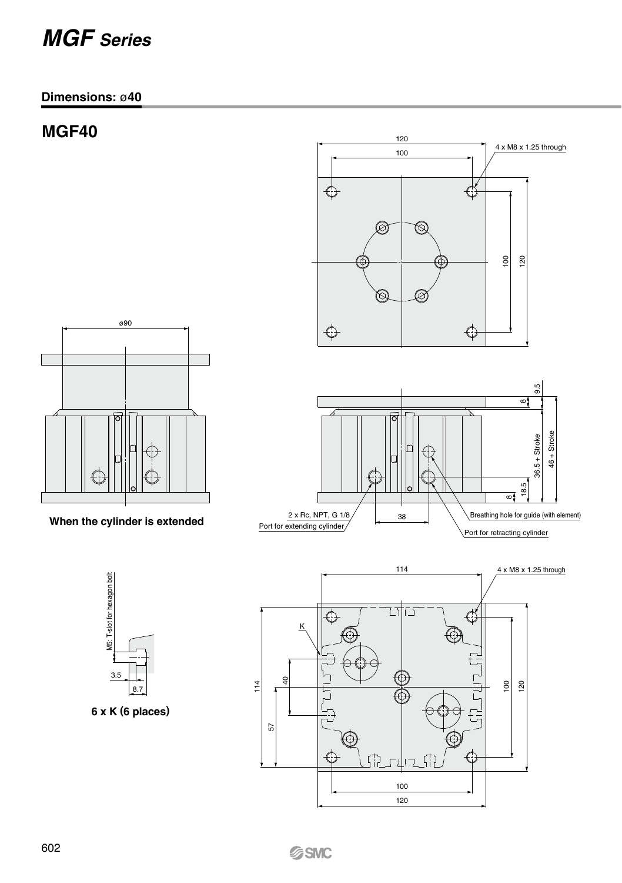# MGF Series

## Dimensions: ø40

## MGF40

120

100

4 x M8 x 1.25 through

100

120

ø90

When the cylinder is extended

9.5

8

36.5 + Stroke

46 + Stroke

18.5

8

2 x Rc, NPT, G 1/8

Port for extending cylinder

38

Breathing hole for guide (with element)

Port for retracting cylinder

M5: T-slot for hexagon bolt

3.5

8.7

**6 x K (6 places)**

114

4 x M8 x 1.25 through

K

40

114

57

100

120

100

120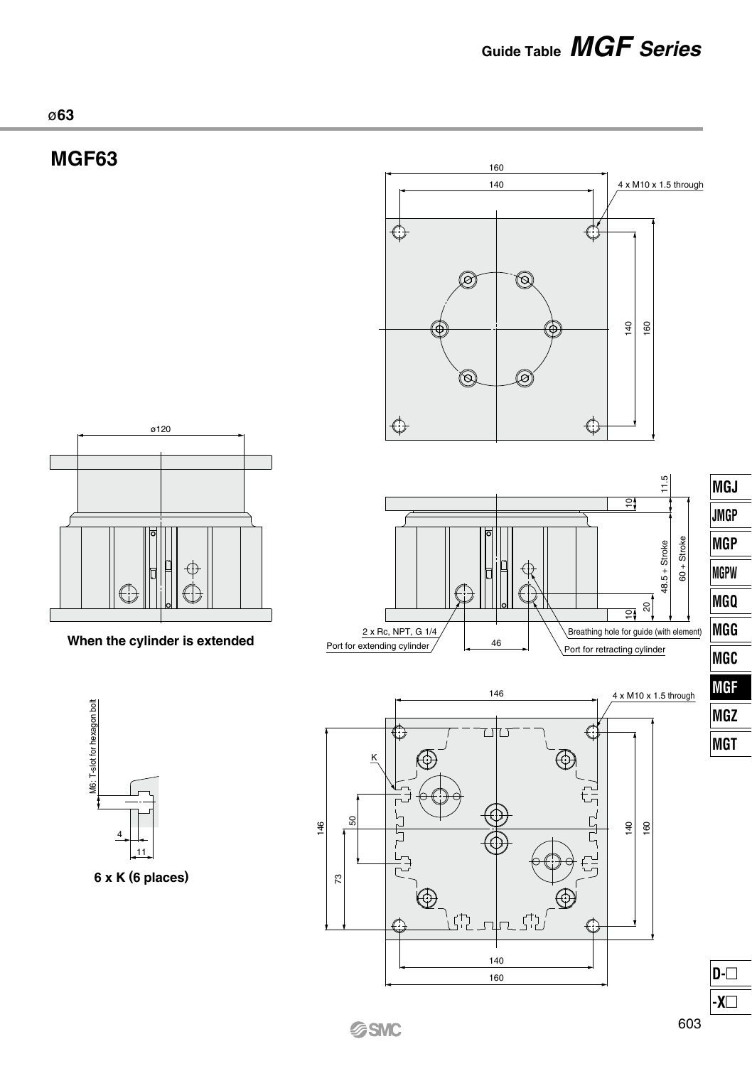## ø63

# MGF63

4 x M10 x 1.5 through

2 x Rc, NPT, G 1/4

Port for extending cylinder

Breathing hole for guide (with element)

Port for retracting cylinder

48.5 + Stroke

60 + Stroke

**When the cylinder is extended**

M6: T-slot for hexagon bolt

**6 x K (6 places)**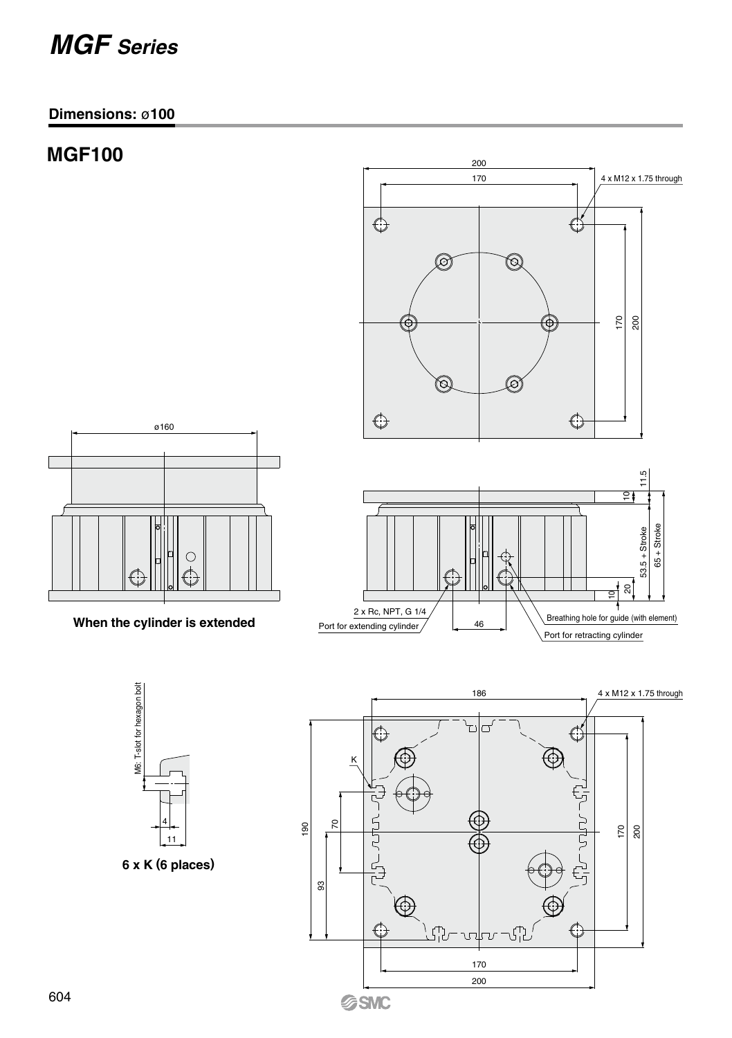# MGF Series

## Dimensions: ø100

## MGF100

200

170

4 x M12 x 1.75 through

170

200

ø160

11.5

10

53.5 + Stroke

65 + Stroke

20

10

**When the cylinder is extended**

2 x Rc, NPT, G 1/4

Port for extending cylinder

46

Breathing hole for guide (with element)

Port for retracting cylinder

M6: T-slot for hexagon bolt

4

11

**6 x K (6 places)**

186

4 x M12 x 1.75 through

K

190

70

93

170

200

170

200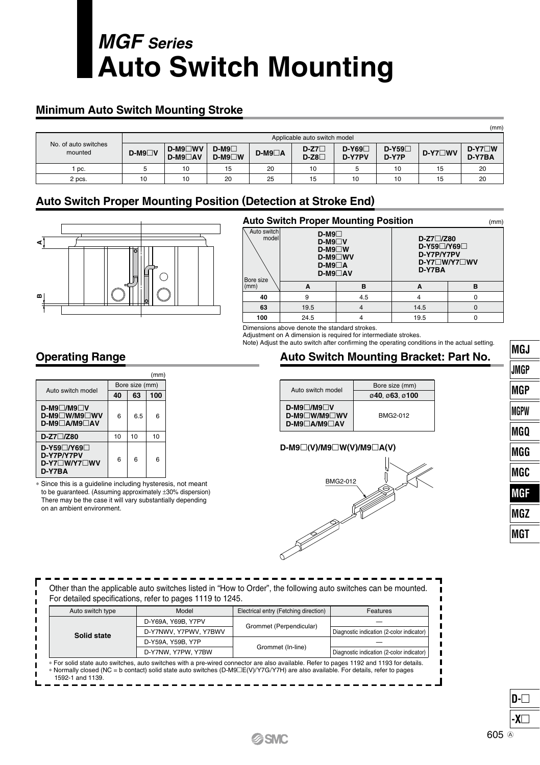# *MGF Series*
# Auto Switch Mounting

## Minimum Auto Switch Mounting Stroke

(mm)

| No. of auto switches mounted | Applicable auto switch model | | | | | | | | |
|---|---|---|---|---|---|---|---|---|---|
| | D-M9□V | D-M9□WV D-M9□AV | D-M9□ D-M9□W | D-M9□A | D-Z7□ D-Z8□ | D-Y69□ D-Y7PV | D-Y59□ D-Y7P | D-Y7□WV | D-Y7□W D-Y7BA |
| 1 pc. | 5 | 10 | 15 | 20 | 10 | 5 | 10 | 15 | 20 |
| 2 pcs. | 10 | 10 | 20 | 25 | 15 | 10 | 10 | 15 | 20 |

## Auto Switch Proper Mounting Position (Detection at Stroke End)

### Auto Switch Proper Mounting Position

(mm)

| Bore size (mm) \ Auto switch model | D-M9□ D-M9□V D-M9□W D-M9□WV D-M9□A D-M9□AV | | D-Z7□/Z80 D-Y59□/Y69□ D-Y7P/Y7PV D-Y7□W/Y7□WV D-Y7BA | |
|---|---|---|---|---|
| | A | B | A | B |
| 40 | 9 | 4.5 | 4 | 0 |
| 63 | 19.5 | 4 | 14.5 | 0 |
| 100 | 24.5 | 4 | 19.5 | 0 |

Dimensions above denote the standard strokes.
Adjustment on A dimension is required for intermediate strokes.
Note) Adjust the auto switch after confirming the operating conditions in the actual setting.

## Operating Range

(mm)

| Auto switch model | Bore size (mm) | | |
|---|---|---|---|
| | 40 | 63 | 100 |
| D-M9□/M9□V D-M9□W/M9□WV D-M9□A/M9□AV | 6 | 6.5 | 6 |
| D-Z7□/Z80 | 10 | 10 | 10 |
| D-Y59□/Y69□ D-Y7P/Y7PV D-Y7□W/Y7□WV D-Y7BA | 6 | 6 | 6 |

∗ Since this is a guideline including hysteresis, not meant to be guaranteed. (Assuming approximately ±30% dispersion) There may be the case it will vary substantially depending on an ambient environment.

## Auto Switch Mounting Bracket: Part No.

| Auto switch model | Bore size (mm) |
|---|---|
| | ø40, ø63, ø100 |
| D-M9□/M9□V D-M9□W/M9□WV D-M9□A/M9□AV | BMG2-012 |

**D-M9□(V)/M9□W(V)/M9□A(V)**

BMG2-012

Other than the applicable auto switches listed in "How to Order", the following auto switches can be mounted.
For detailed specifications, refer to pages 1119 to 1245.

| Auto switch type | Model | Electrical entry (Fetching direction) | Features |
|---|---|---|---|
| Solid state | D-Y69A, Y69B, Y7PV | Grommet (Perpendicular) | — |
| | D-Y7NWV, Y7PWV, Y7BWV | | Diagnostic indication (2-color indicator) |
| | D-Y59A, Y59B, Y7P | Grommet (In-line) | — |
| | D-Y7NW, Y7PW, Y7BW | | Diagnostic indication (2-color indicator) |

∗ For solid state auto switches, auto switches with a pre-wired connector are also available. Refer to pages 1192 and 1193 for details.
∗ Normally closed (NC = b contact) solid state auto switches (D-M9□E(V)/Y7G/Y7H) are also available. For details, refer to pages 1592-1 and 1139.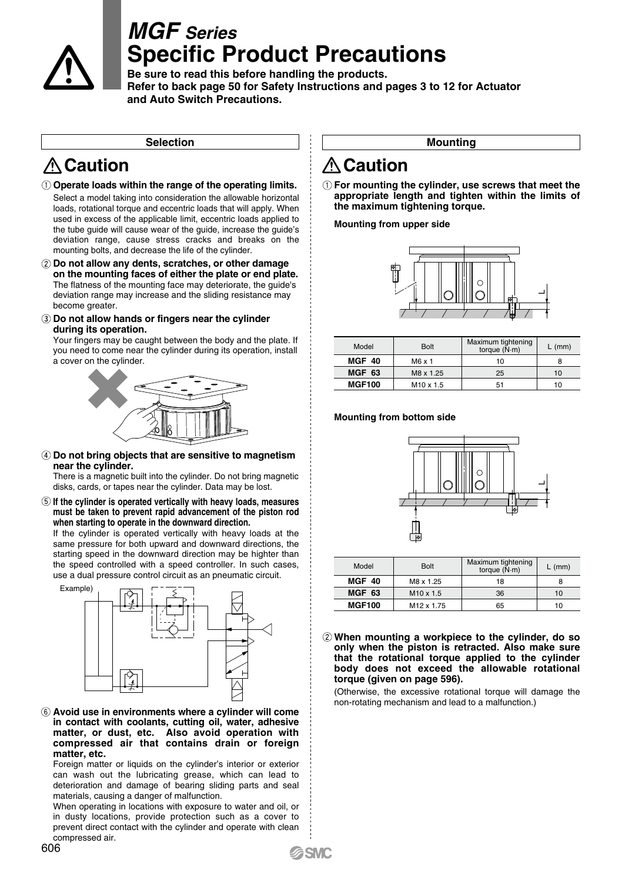# MGF Series
# Specific Product Precautions

**Be sure to read this before handling the products.**
**Refer to back page 50 for Safety Instructions and pages 3 to 12 for Actuator and Auto Switch Precautions.**

## Selection

### ⚠ Caution

① **Operate loads within the range of the operating limits.**
Select a model taking into consideration the allowable horizontal loads, rotational torque and eccentric loads that will apply. When used in excess of the applicable limit, eccentric loads applied to the tube guide will cause wear of the guide, increase the guide's deviation range, cause stress cracks and breaks on the mounting bolts, and decrease the life of the cylinder.

② **Do not allow any dents, scratches, or other damage on the mounting faces of either the plate or end plate.**
The flatness of the mounting face may deteriorate, the guide's deviation range may increase and the sliding resistance may become greater.

③ **Do not allow hands or fingers near the cylinder during its operation.**
Your fingers may be caught between the body and the plate. If you need to come near the cylinder during its operation, install a cover on the cylinder.

④ **Do not bring objects that are sensitive to magnetism near the cylinder.**
There is a magnetic built into the cylinder. Do not bring magnetic disks, cards, or tapes near the cylinder. Data may be lost.

⑤ **If the cylinder is operated vertically with heavy loads, measures must be taken to prevent rapid advancement of the piston rod when starting to operate in the downward direction.**
If the cylinder is operated vertically with heavy loads at the same pressure for both upward and downward directions, the starting speed in the downward direction may be highter than the speed controlled with a speed controller. In such cases, use a dual pressure control circuit as an pneumatic circuit.

Example)

⑥ **Avoid use in environments where a cylinder will come in contact with coolants, cutting oil, water, adhesive matter, or dust, etc. Also avoid operation with compressed air that contains drain or foreign matter, etc.**
Foreign matter or liquids on the cylinder's interior or exterior can wash out the lubricating grease, which can lead to deterioration and damage of bearing sliding parts and seal materials, causing a danger of malfunction.
When operating in locations with exposure to water and oil, or in dusty locations, provide protection such as a cover to prevent direct contact with the cylinder and operate with clean compressed air.

## Mounting

### ⚠ Caution

① **For mounting the cylinder, use screws that meet the appropriate length and tighten within the limits of the maximum tightening torque.**

**Mounting from upper side**

L

| Model | Bolt | Maximum tightening torque (N·m) | L (mm) |
|---|---|---|---|
| **MGF 40** | M6 x 1 | 10 | 8 |
| **MGF 63** | M8 x 1.25 | 25 | 10 |
| **MGF100** | M10 x 1.5 | 51 | 10 |

**Mounting from bottom side**

L

| Model | Bolt | Maximum tightening torque (N·m) | L (mm) |
|---|---|---|---|
| **MGF 40** | M8 x 1.25 | 18 | 8 |
| **MGF 63** | M10 x 1.5 | 36 | 10 |
| **MGF100** | M12 x 1.75 | 65 | 10 |

② **When mounting a workpiece to the cylinder, do so only when the piston is retracted. Also make sure that the rotational torque applied to the cylinder body does not exceed the allowable rotational torque (given on page 596).**
(Otherwise, the excessive rotational torque will damage the non-rotating mechanism and lead to a malfunction.)